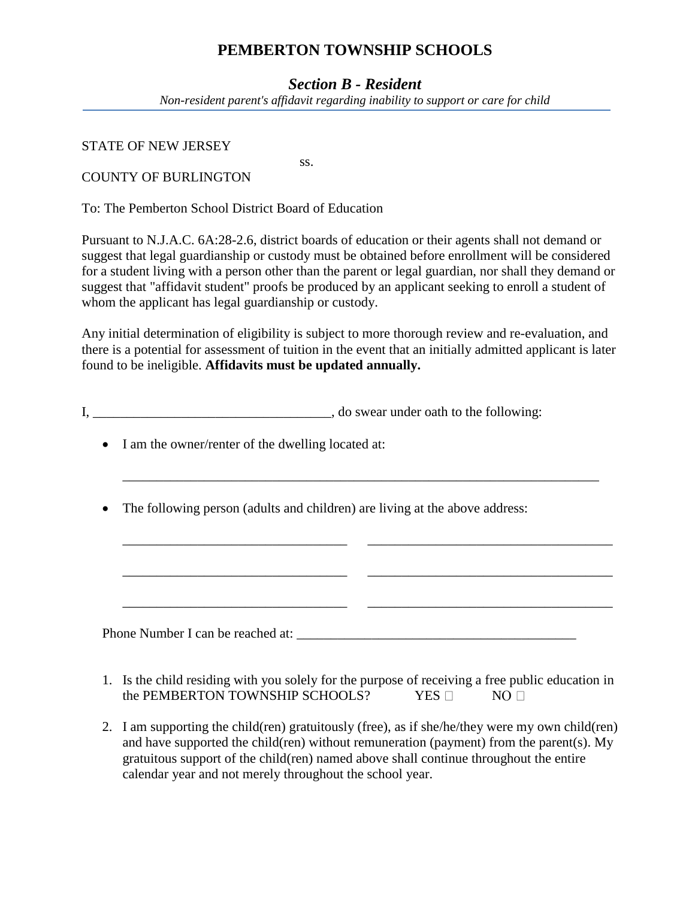# PEMBERTON TOWNSHIP SCHOOLS

## *Section B - Resident*

*Non-resident parent's affidavit regarding inability to support or care for child*

STATE OF NEW JERSEY

ss.

COUNTY OF BURLINGTON

To: The Pemberton School District Board of Education

Pursuant to N.J.A.C. 6A:28-2.6, district boards of education or their agents shall not demand or suggest that legal guardianship or custody must be obtained before enrollment will be considered for a student living with a person other than the parent or legal guardian, nor shall they demand or suggest that "affidavit student" proofs be produced by an applicant seeking to enroll a student of whom the applicant has legal guardianship or custody.

Any initial determination of eligibility is subject to more thorough review and re-evaluation, and there is a potential for assessment of tuition in the event that an initially admitted applicant is later found to be ineligible. **Affidavits must be updated annually.**

I, ___________________________________, do swear under oath to the following:

- I am the owner/renter of the dwelling located at:

  ________________________________________________________________________

- The following person (adults and children) are living at the above address:

  _________________________________ _____________________________________

  _________________________________ _____________________________________

  _________________________________ _____________________________________

Phone Number I can be reached at: __________________________________________

1. Is the child residing with you solely for the purpose of receiving a free public education in the PEMBERTON TOWNSHIP SCHOOLS? YES ☐ NO ☐
2. I am supporting the child(ren) gratuitously (free), as if she/he/they were my own child(ren) and have supported the child(ren) without remuneration (payment) from the parent(s). My gratuitous support of the child(ren) named above shall continue throughout the entire calendar year and not merely throughout the school year.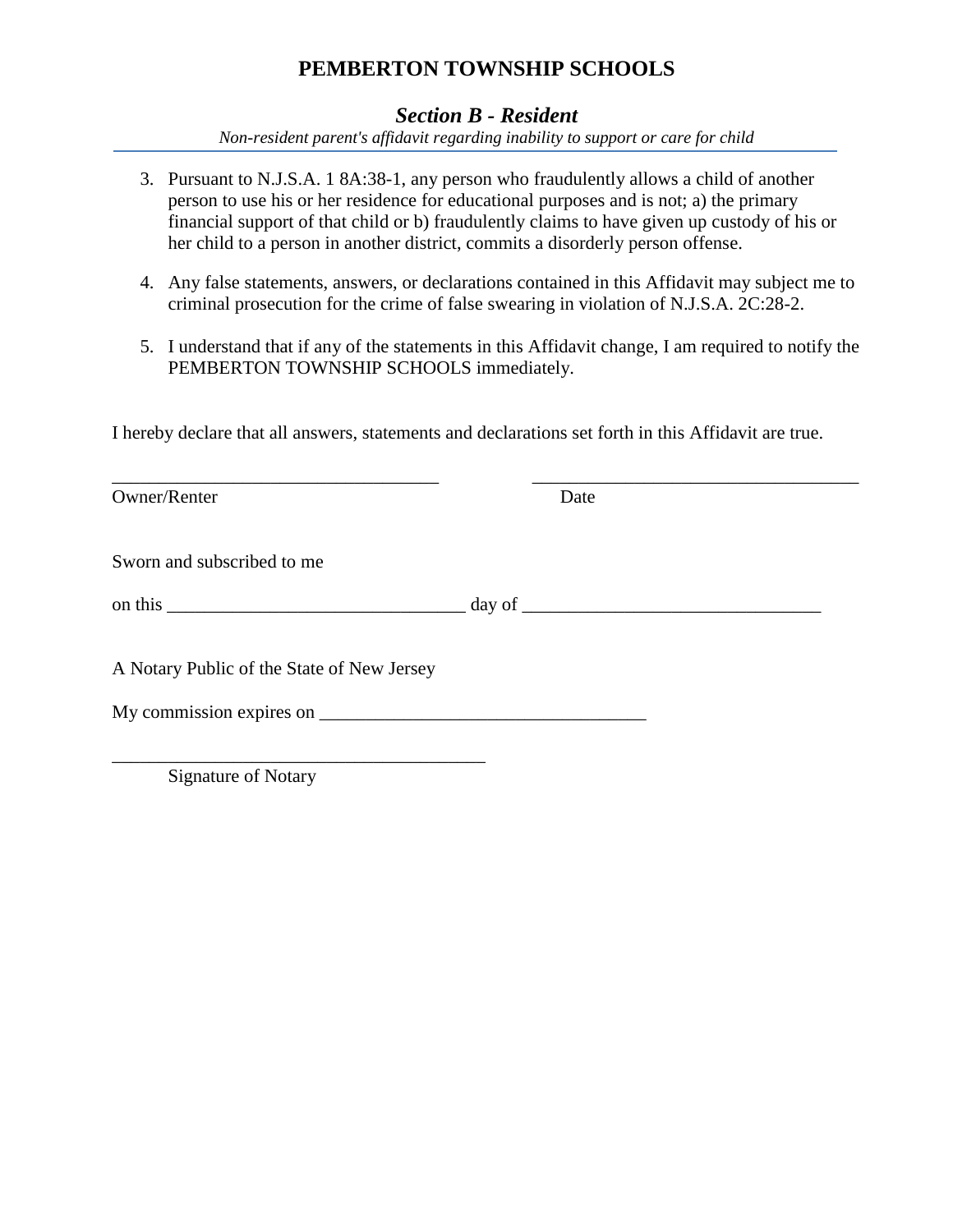# PEMBERTON TOWNSHIP SCHOOLS

## *Section B - Resident*

*Non-resident parent's affidavit regarding inability to support or care for child*

3. Pursuant to N.J.S.A. 1 8A:38-1, any person who fraudulently allows a child of another person to use his or her residence for educational purposes and is not; a) the primary financial support of that child or b) fraudulently claims to have given up custody of his or her child to a person in another district, commits a disorderly person offense.

4. Any false statements, answers, or declarations contained in this Affidavit may subject me to criminal prosecution for the crime of false swearing in violation of N.J.S.A. 2C:28-2.

5. I understand that if any of the statements in this Affidavit change, I am required to notify the PEMBERTON TOWNSHIP SCHOOLS immediately.

I hereby declare that all answers, statements and declarations set forth in this Affidavit are true.

___________________________________ ___________________________________

Owner/Renter Date

Sworn and subscribed to me

on this ________________________________ day of ________________________________

A Notary Public of the State of New Jersey

My commission expires on ___________________________________

________________________________________

Signature of Notary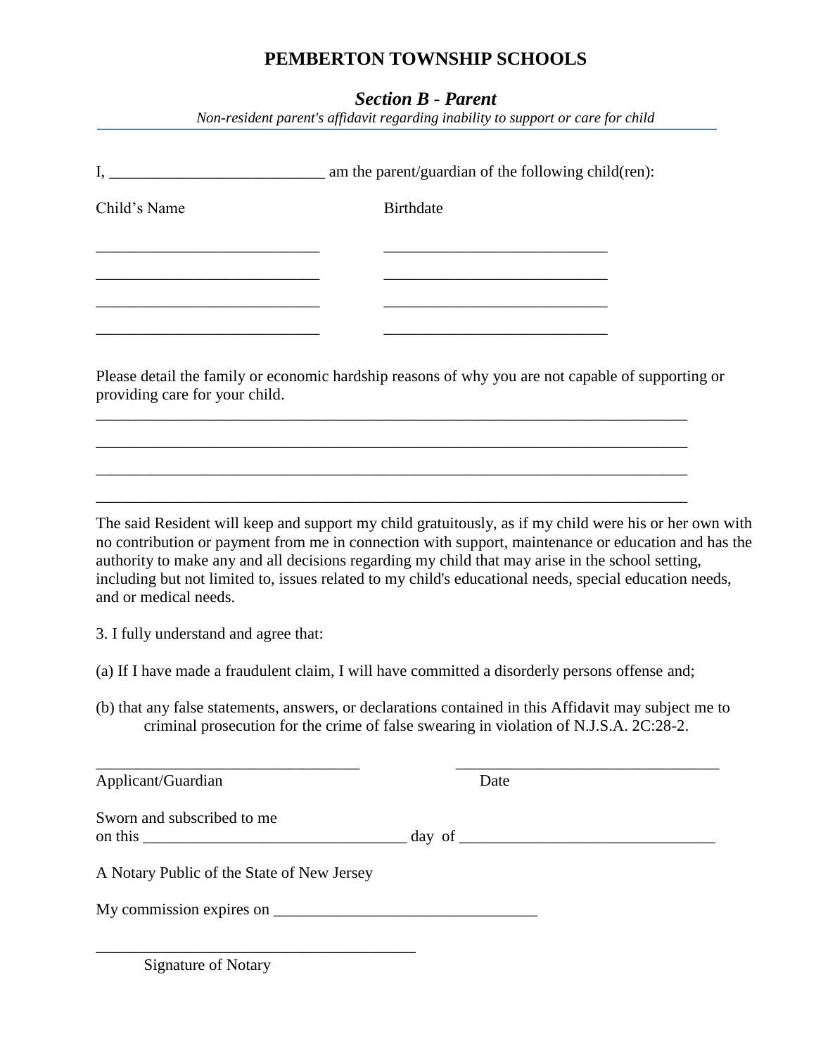# PEMBERTON TOWNSHIP SCHOOLS

## *Section B - Parent*

*Non-resident parent's affidavit regarding inability to support or care for child*

I, ___________________________ am the parent/guardian of the following child(ren):

| Child's Name | Birthdate |
|---|---|
| _____________________________ | _____________________________ |
| _____________________________ | _____________________________ |
| _____________________________ | _____________________________ |
| _____________________________ | _____________________________ |

Please detail the family or economic hardship reasons of why you are not capable of supporting or providing care for your child.

_____________________________________________________________________________

_____________________________________________________________________________

_____________________________________________________________________________

_____________________________________________________________________________

The said Resident will keep and support my child gratuitously, as if my child were his or her own with no contribution or payment from me in connection with support, maintenance or education and has the authority to make any and all decisions regarding my child that may arise in the school setting, including but not limited to, issues related to my child's educational needs, special education needs, and or medical needs.

3. I fully understand and agree that:

(a) If I have made a fraudulent claim, I will have committed a disorderly persons offense and;

(b) that any false statements, answers, or declarations contained in this Affidavit may subject me to criminal prosecution for the crime of false swearing in violation of N.J.S.A. 2C:28-2.

__________________________________ __________________________________

Applicant/Guardian Date

Sworn and subscribed to me
on this _________________________________ day of _______________________________

A Notary Public of the State of New Jersey

My commission expires on _________________________________

_________________________________________

Signature of Notary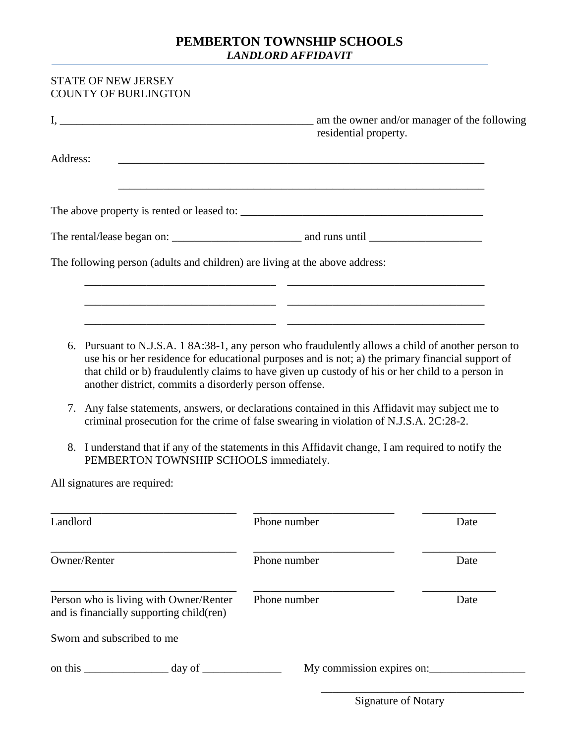# PEMBERTON TOWNSHIP SCHOOLS
## *LANDLORD AFFIDAVIT*

STATE OF NEW JERSEY
COUNTY OF BURLINGTON

I, _____________________________________________ am the owner and/or manager of the following residential property.

Address: _____________________________________________________________________

_____________________________________________________________________

The above property is rented or leased to: ____________________________________________

The rental/lease began on: _______________________ and runs until ____________________

The following person (adults and children) are living at the above address:

__________________________________ ___________________________________

__________________________________ ___________________________________

__________________________________ ___________________________________

6. Pursuant to N.J.S.A. 1 8A:38-1, any person who fraudulently allows a child of another person to use his or her residence for educational purposes and is not; a) the primary financial support of that child or b) fraudulently claims to have given up custody of his or her child to a person in another district, commits a disorderly person offense.
7. Any false statements, answers, or declarations contained in this Affidavit may subject me to criminal prosecution for the crime of false swearing in violation of N.J.S.A. 2C:28-2.
8. I understand that if any of the statements in this Affidavit change, I am required to notify the PEMBERTON TOWNSHIP SCHOOLS immediately.

All signatures are required:

_________________________________ _________________________ _____________
Landlord Phone number Date

_________________________________ _________________________ _____________
Owner/Renter Phone number Date

_________________________________ _________________________ _____________
Person who is living with Owner/Renter and is financially supporting child(ren) Phone number Date

Sworn and subscribed to me

on this _______________ day of ______________ My commission expires on:_________________

____________________________________
Signature of Notary